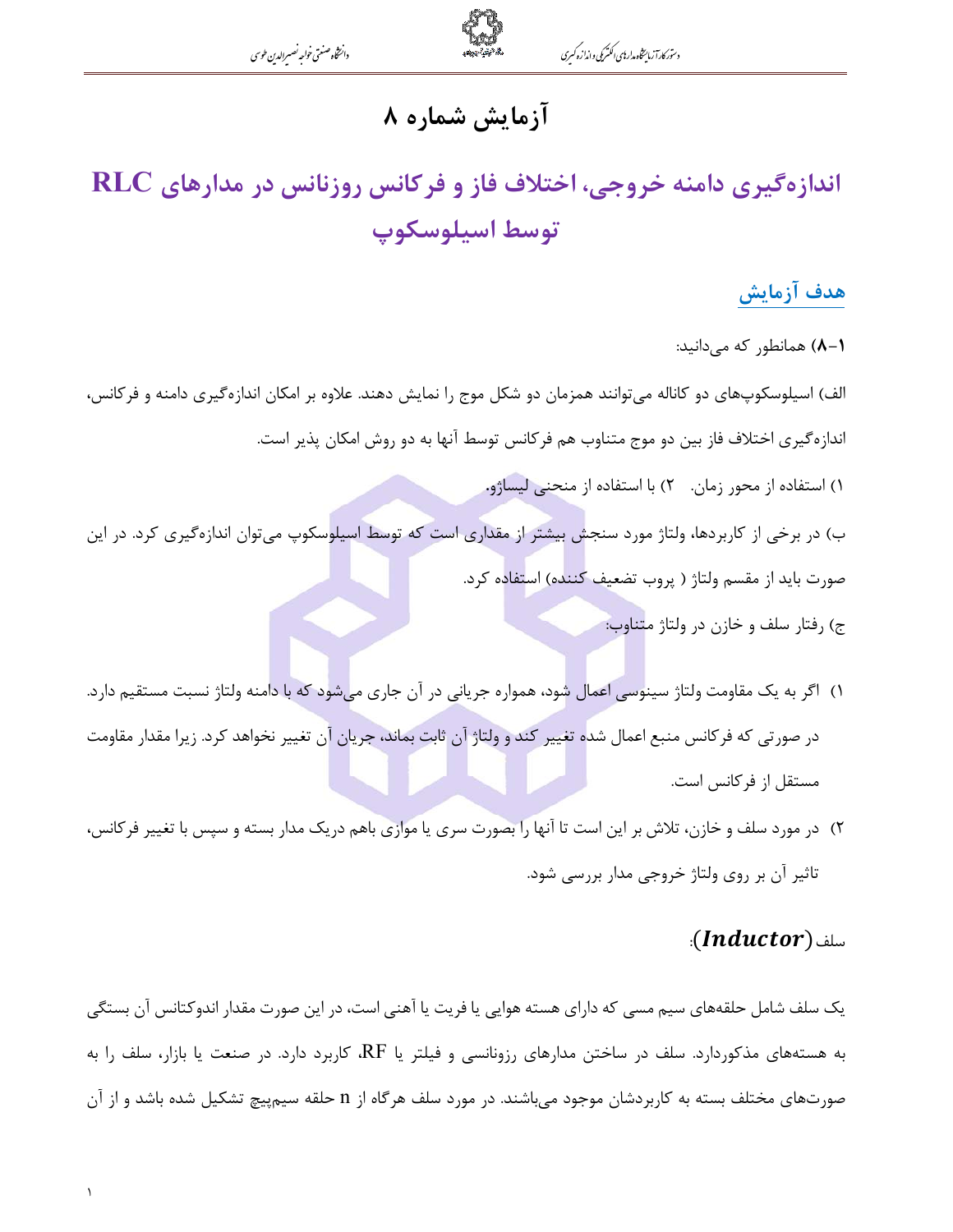# آزمایش شماره ۸

# اندازه‌گیری دامنه خروجی، اختلاف فاز و فرکانس روزنانس در مدارهای RLC توسط اسیلوسکوپ

## هدف آزمایش

**۸-۱)** همانطور که می‌دانید:

الف) اسیلوسکوپ‌های دو کاناله می‌توانند همزمان دو شکل موج را نمایش دهند. علاوه بر امکان اندازه‌گیری دامنه و فرکانس، اندازه‌گیری اختلاف فاز بین دو موج متناوب هم فرکانس توسط آنها به دو روش امکان پذیر است.

۱) استفاده از محور زمان.  ۲) با استفاده از منحنی لیساژو.

ب) در برخی از کاربردها، ولتاژ مورد سنجش بیشتر از مقداری است که توسط اسیلوسکوپ می‌توان اندازه‌گیری کرد. در این صورت باید از مقسم ولتاژ ( پروب تضعیف کننده) استفاده کرد.

ج) رفتار سلف و خازن در ولتاژ متناوب:

۱) اگر به یک مقاومت ولتاژ سینوسی اعمال شود، همواره جریانی در آن جاری می‌شود که با دامنه ولتاژ نسبت مستقیم دارد. در صورتی که فرکانس منبع اعمال شده تغییر کند و ولتاژ آن ثابت بماند، جریان آن تغییر نخواهد کرد. زیرا مقدار مقاومت مستقل از فرکانس است.

۲) در مورد سلف و خازن، تلاش بر این است تا آنها را بصورت سری یا موازی باهم دریک مدار بسته و سپس با تغییر فرکانس، تاثیر آن بر روی ولتاژ خروجی مدار بررسی شود.

### سلف $(\boldsymbol{Inductor})$:

یک سلف شامل حلقه‌های سیم مسی که دارای هسته هوایی یا فریت یا آهنی است، در این صورت مقدار اندوکتانس آن بستگی به هسته‌های مذکوردارد. سلف در ساختن مدارهای رزونانسی و فیلتر یا RF، کاربرد دارد. در صنعت یا بازار، سلف را به صورت‌های مختلف بسته به کاربردشان موجود می‌باشند. در مورد سلف هرگاه از n حلقه سیم‌پیچ تشکیل شده باشد و از آن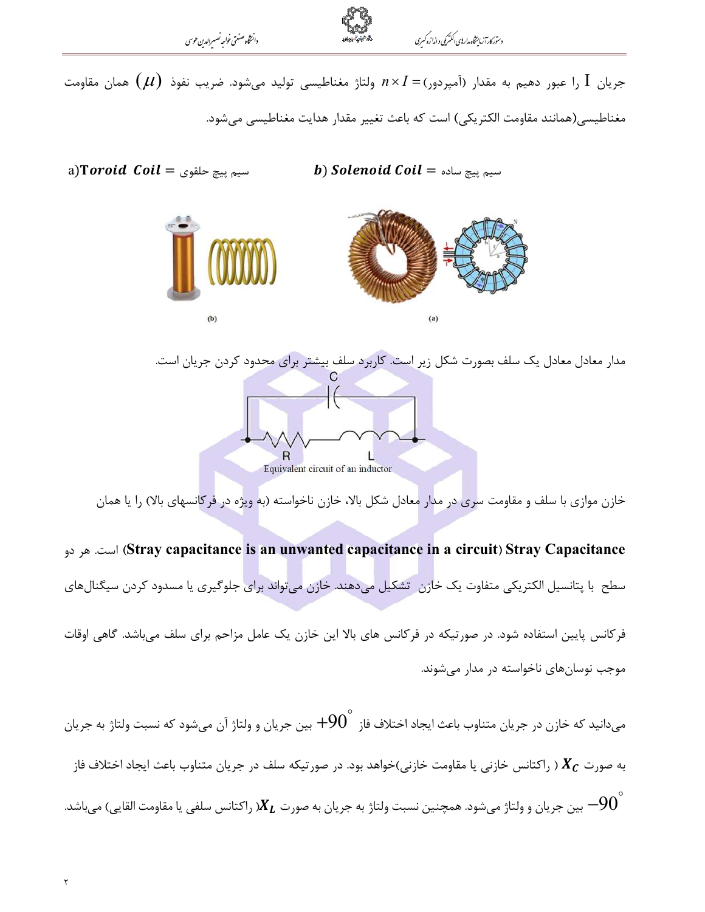جریان I را عبور دهیم به مقدار (آمپردور)= $n \times I$ ولتاژ مغناطیسی تولید می‌شود. ضریب نفوذ $(\mu)$ همان مقاومت مغناطیسی(همانند مقاومت الکتریکی) است که باعث تغییر مقدار هدایت مغناطیسی می‌شود.

a)**Toroid Coil** = سیم پیچ حلقوی  b) **Solenoid Coil** = سیم پیچ ساده

(b)  (a)

مدار معادل یک سلف بصورت شکل زیر است. کاربرد سلف بیشتر برای محدود کردن جریان است.

Equivalent circuit of an inductor

خازن موازی با سلف و مقاومت سری در مدار معادل شکل بالا، خازن ناخواسته (به ویژه در فرکانسهای بالا) را یا همان **Stray Capacitance** (**Stray capacitance is an unwanted capacitance in a circuit**) است. هر دو سطح با پتانسیل الکتریکی متفاوت یک خازن تشکیل می‌دهند. خازن می‌تواند برای جلوگیری یا مسدود کردن سیگنال‌های فرکانس پایین استفاده شود. در صورتیکه در فرکانس های بالا این خازن یک عامل مزاحم برای سلف می‌باشد. گاهی اوقات موجب نوسان‌های ناخواسته در مدار می‌شوند.

می‌دانید که خازن در جریان متناوب باعث ایجاد اختلاف فاز $+90^{\circ}$ بین جریان و ولتاژ آن می‌شود که نسبت ولتاژ به جریان به صورت $X_C$ ( راکتانس خازنی یا مقاومت خازنی)خواهد بود. در صورتیکه سلف در جریان متناوب باعث ایجاد اختلاف فاز $-90^{\circ}$ بین جریان و ولتاژ می‌شود. همچنین نسبت ولتاژ به جریان به صورت $X_L$( راکتانس سلفی یا مقاومت القایی) می‌باشد.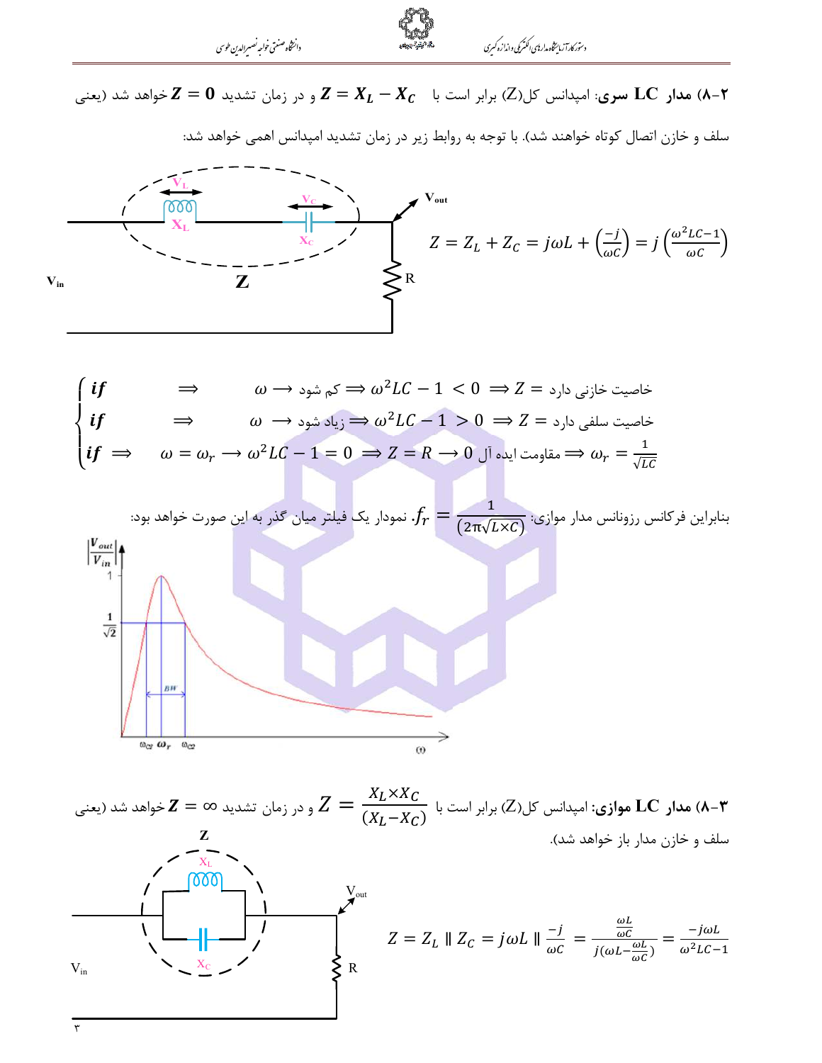**۲-۸) مدار LC سری**: امپدانس کل($Z$) برابر است با $Z = X_L - X_C$ و در زمان تشدید $Z = 0$ خواهد شد (یعنی سلف و خازن اتصال کوتاه خواهند شد). با توجه به روابط زیر در زمان تشدید امپدانس اهمی خواهد شد:

$$Z = Z_L + Z_C = j\omega L + \left(\frac{-j}{\omega C}\right) = j\left(\frac{\omega^2 LC - 1}{\omega C}\right)$$

$$\begin{cases} if \quad \Rightarrow \quad \omega \longrightarrow \text{کم شود} \Rightarrow \omega^2 LC - 1 < 0 \Rightarrow Z = \text{خاصیت خازنی دارد} \\ if \quad \Rightarrow \quad \omega \longrightarrow \text{زیاد شود} \Rightarrow \omega^2 LC - 1 > 0 \Rightarrow Z = \text{خاصیت سلفی دارد} \\ if \Rightarrow \omega = \omega_r \longrightarrow \omega^2 LC - 1 = 0 \Rightarrow Z = R \longrightarrow 0 \ \text{مقاومت ایده آل} \Rightarrow \omega_r = \frac{1}{\sqrt{LC}} \end{cases}$$

بنابراین فرکانس رزونانس مدار موازی: $f_r = \frac{1}{(2\pi\sqrt{L \times C})}$. نمودار یک فیلتر میان گذر به این صورت خواهد بود:

**۳-۸) مدار LC موازی:** امپدانس کل($Z$) برابر است با $Z = \frac{X_L \times X_C}{(X_L - X_C)}$ و در زمان تشدید $Z = \infty$ خواهد شد (یعنی سلف و خازن مدار باز خواهد شد).

$$Z = Z_L \parallel Z_C = j\omega L \parallel \frac{-j}{\omega C} = \frac{\frac{\omega L}{\omega C}}{j(\omega L - \frac{\omega L}{\omega C})} = \frac{-j\omega L}{\omega^2 LC - 1}$$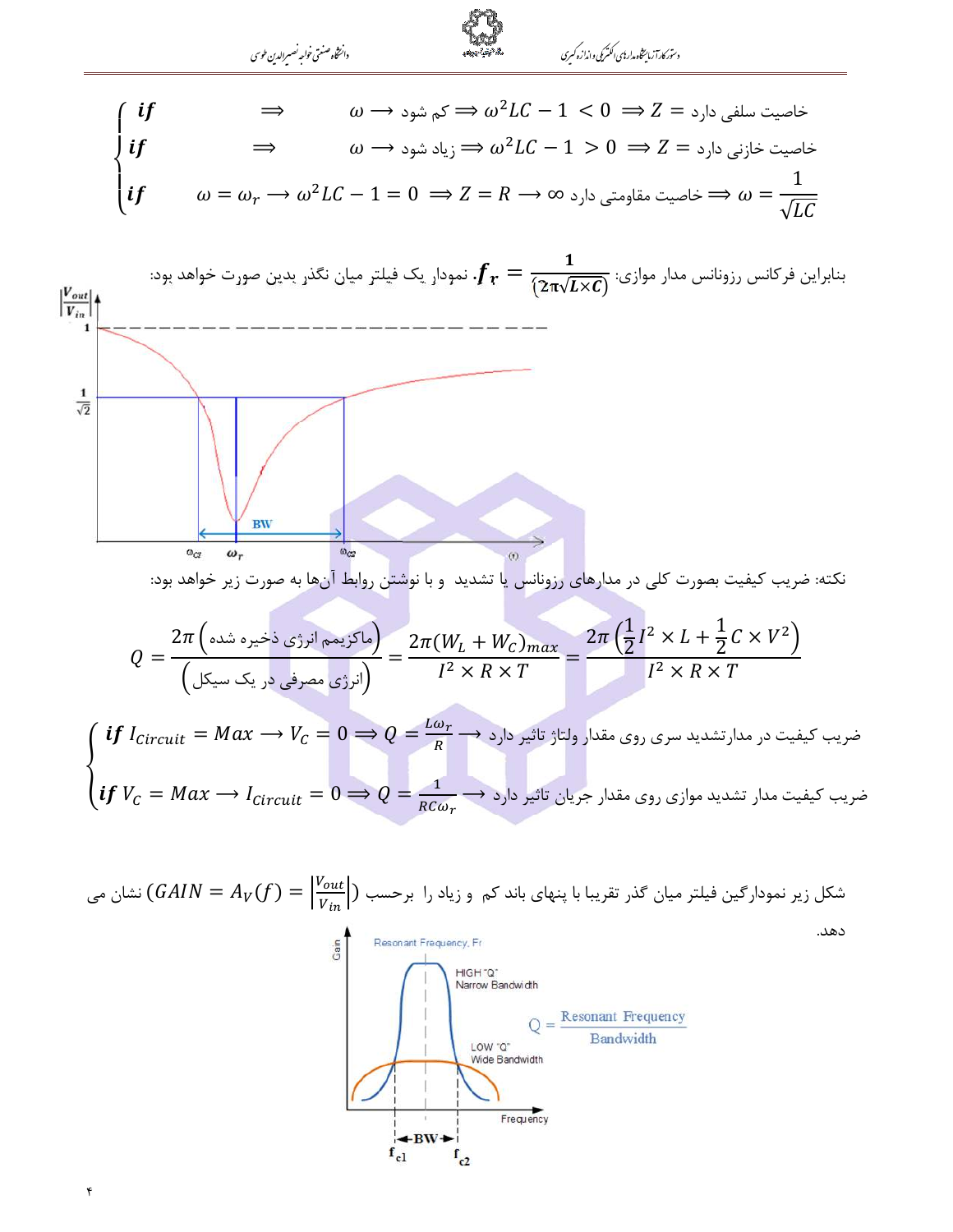$$
\begin{cases}
\text{if} & \Rightarrow \quad \omega \longrightarrow \text{کم شود} \Rightarrow \omega^2 LC - 1 < 0 \Rightarrow Z = \text{خاصیت سلفی دارد} \\
\text{if} & \Rightarrow \quad \omega \longrightarrow \text{زیاد شود} \Rightarrow \omega^2 LC - 1 > 0 \Rightarrow Z = \text{خاصیت خازنی دارد} \\
\text{if} & \omega = \omega_r \longrightarrow \omega^2 LC - 1 = 0 \Rightarrow Z = R \longrightarrow \infty \ \text{خاصیت مقاومتی دارد} \Rightarrow \omega = \dfrac{1}{\sqrt{LC}}
\end{cases}
$$

بنابراین فرکانس رزونانس مدار موازی: $f_r = \dfrac{1}{(2\pi\sqrt{L \times C})}$. نمودار یک فیلتر میان نگذر بدین صورت خواهد بود:

نکته: ضریب کیفیت بصورت کلی در مدارهای رزونانس یا تشدید و با نوشتن روابط آن‌ها به صورت زیر خواهد بود:

$$
Q = \frac{2\pi\left(\text{ماکزیمم انرژی ذخیره شده}\right)}{\left(\text{انرژی مصرفی در یک سیکل}\right)} = \frac{2\pi(W_L + W_C)_{max}}{I^2 \times R \times T} = \frac{2\pi\left(\frac{1}{2}I^2 \times L + \frac{1}{2}C \times V^2\right)}{I^2 \times R \times T}
$$

$$
\begin{cases}
\text{if } I_{Circuit} = Max \longrightarrow V_C = 0 \Rightarrow Q = \dfrac{L\omega_r}{R} \longrightarrow \text{ضریب کیفیت در مدارتشدید سری روی مقدار ولتاژ تاثیر دارد} \\
\text{if } V_C = Max \longrightarrow I_{Circuit} = 0 \Rightarrow Q = \dfrac{1}{RC\omega_r} \longrightarrow \text{ضریب کیفیت مدار تشدید موازی روی مقدار جریان تاثیر دارد}
\end{cases}
$$

شکل زیر نمودارگین فیلتر میان گذر تقریبا با پنهای باند کم و زیاد را برحسب ($GAIN = A_V(f) = \left|\frac{V_{out}}{V_{in}}\right|$) نشان می دهد.

$$Q = \frac{\text{Resonant Frequency}}{\text{Bandwidth}}$$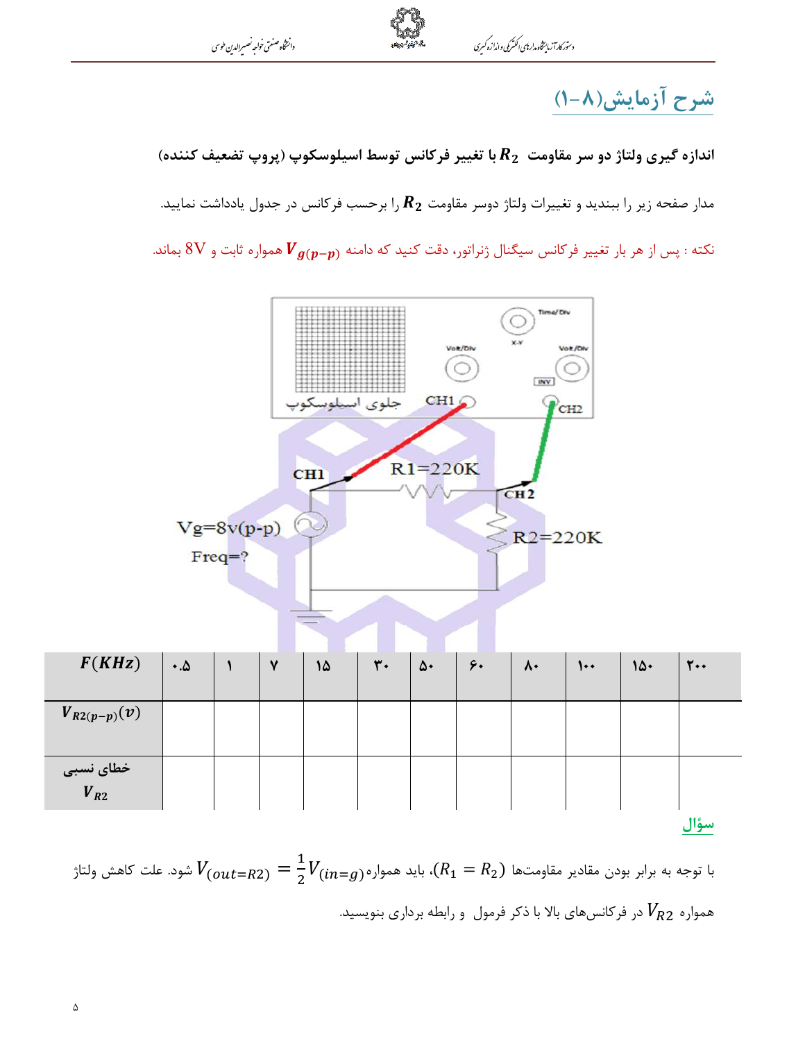## شرح آزمایش(۸-۱)

**اندازه گیری ولتاژ دو سر مقاومت $R_2$ با تغییر فرکانس توسط اسیلوسکوپ (پروب تضعیف کننده)**

مدار صفحه زیر را ببندید و تغییرات ولتاژ دوسر مقاومت $R_2$ را برحسب فرکانس در جدول یادداشت نمایید.

نکته : پس از هر بار تغییر فرکانس سیگنال ژنراتور، دقت کنید که دامنه $V_{g(p-p)}$ همواره ثابت و 8V بماند.

| $F(KHz)$ | ۰.۵ | ۱ | ۷ | ۱۵ | ۳۰ | ۵۰ | ۶۰ | ۸۰ | ۱۰۰ | ۱۵۰ | ۲۰۰ |
|---|---|---|---|---|---|---|---|---|---|---|---|
| $V_{R2(p-p)}(v)$ | | | | | | | | | | | |
| خطای نسبی $V_{R2}$ | | | | | | | | | | | |

### سؤال

با توجه به برابر بودن مقادیر مقاومتها ($R_1 = R_2$)، باید همواره $V_{(out=R2)} = \frac{1}{2}V_{(in=g)}$ شود. علت کاهش ولتاژ همواره $V_{R2}$ در فرکانس‌های بالا با ذکر فرمول و رابطه برداری بنویسید.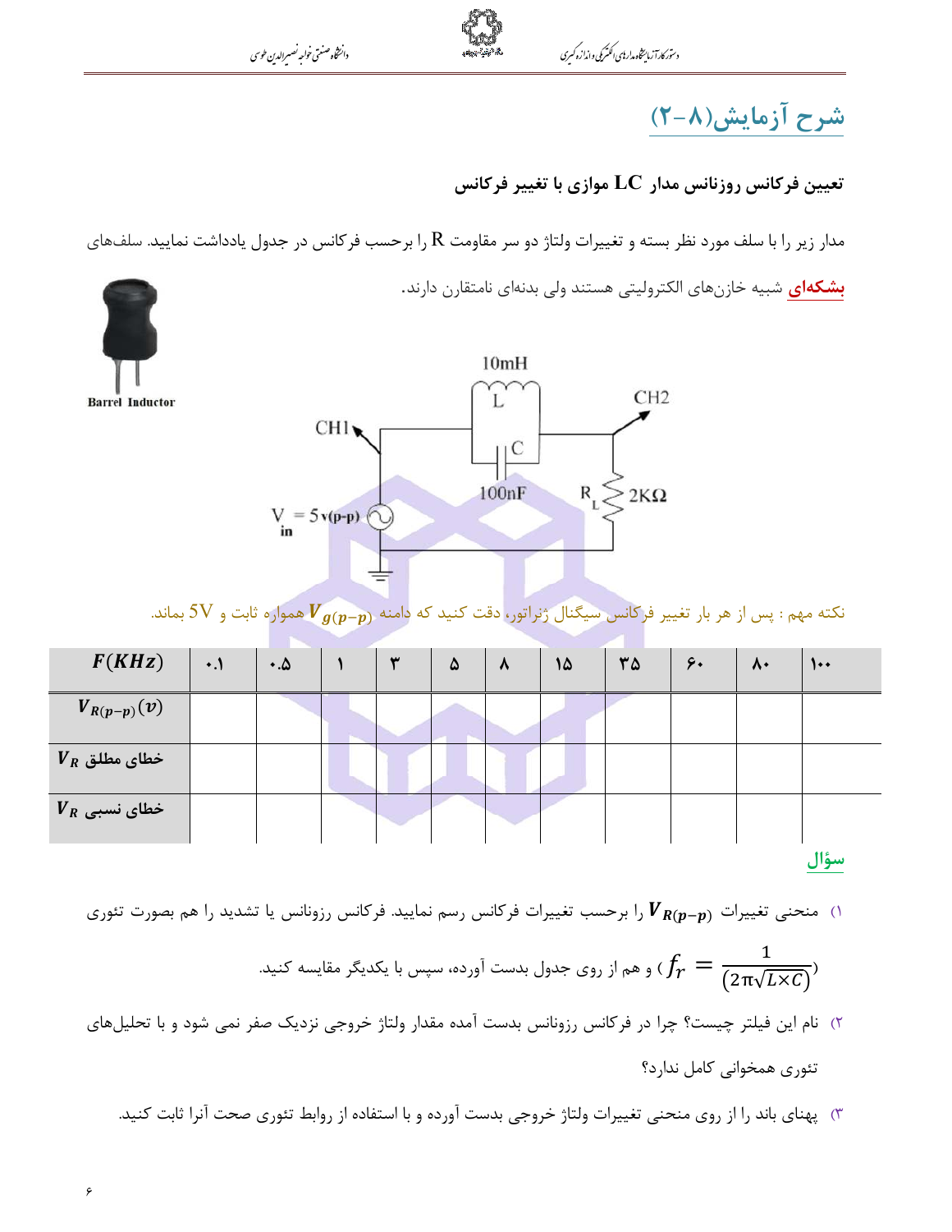## شرح آزمایش(۸-۲)

**تعیین فرکانس روزنانس مدار LC موازی با تغییر فرکانس**

مدار زیر را با سلف مورد نظر بسته و تغییرات ولتاژ دو سر مقاومت R را برحسب فرکانس در جدول یادداشت نمایید. سلف‌های **بشکه‌ای** شبیه خازن‌های الکترولیتی هستند ولی بدنه‌ای نامتقارن دارند.

Barrel Inductor

نکته مهم : پس از هر بار تغییر فرکانس سیگنال ژنراتور، دقت کنید که دامنه $V_{g(p-p)}$ همواره ثابت و 5V بماند.

| $F(KHz)$ | ۰.۱ | ۰.۵ | ۱ | ۳ | ۵ | ۸ | ۱۵ | ۳۵ | ۶۰ | ۸۰ | ۱۰۰ |
|---|---|---|---|---|---|---|---|---|---|---|---|
| $V_{R(p-p)}(v)$ | | | | | | | | | | | |
| خطای مطلق $V_R$ | | | | | | | | | | | |
| خطای نسبی $V_R$ | | | | | | | | | | | |

**سؤال**

۱) منحنی تغییرات $V_{R(p-p)}$ را برحسب تغییرات فرکانس رسم نمایید. فرکانس رزونانس یا تشدید را هم بصورت تئوری ($f_r = \frac{1}{(2\pi\sqrt{L\times C})}$) و هم از روی جدول بدست آورده، سپس با یکدیگر مقایسه کنید.

۲) نام این فیلتر چیست؟ چرا در فرکانس رزونانس بدست آمده مقدار ولتاژ خروجی نزدیک صفر نمی شود و با تحلیل‌های تئوری همخوانی کامل ندارد؟

۳) پهنای باند را از روی منحنی تغییرات ولتاژ خروجی بدست آورده و با استفاده از روابط تئوری صحت آنرا ثابت کنید.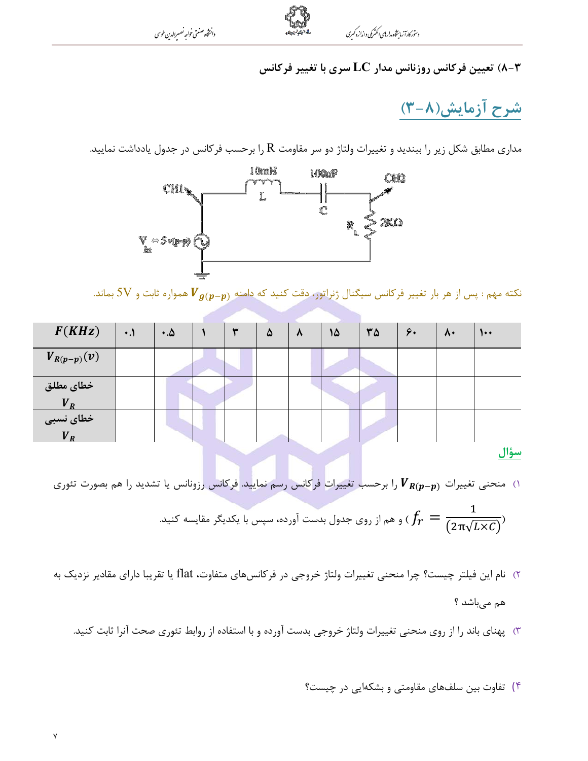### ۳-۸) تعیین فرکانس روزنانس مدار LC سری با تغییر فرکانس

## شرح آزمایش(۸-۳)

مداری مطابق شکل زیر را ببندید و تغییرات ولتاژ دو سر مقاومت R را برحسب فرکانس در جدول یادداشت نمایید.

CH1
10mH
L
100nF
C
CH2
R
L
2KΩ
$V_{in} = 5v(p-p)$

نکته مهم : پس از هر بار تغییر فرکانس سیگنال ژنراتور، دقت کنید که دامنه $V_{g(p-p)}$ همواره ثابت و 5V بماند.

| $F(KHz)$ | ۰.۱ | ۰.۵ | ۱ | ۳ | ۵ | ۸ | ۱۵ | ۳۵ | ۶۰ | ۸۰ | ۱۰۰ |
|---|---|---|---|---|---|---|---|---|---|---|---|
| $V_{R(p-p)}(v)$ | | | | | | | | | | | |
| خطای مطلق $V_R$ | | | | | | | | | | | |
| خطای نسبی $V_R$ | | | | | | | | | | | |

**سؤال**

۱) منحنی تغییرات $V_{R(p-p)}$ را برحسب تغییرات فرکانس رسم نمایید. فرکانس رزونانس یا تشدید را هم بصورت تئوری ($f_r = \frac{1}{(2\pi\sqrt{L\times C})}$) و هم از روی جدول بدست آورده، سپس با یکدیگر مقایسه کنید.

۲) نام این فیلتر چیست؟ چرا منحنی تغییرات ولتاژ خروجی در فرکانس‌های متفاوت، flat یا تقریبا دارای مقادیر نزدیک به هم می‌باشد ؟

۳) پهنای باند را از روی منحنی تغییرات ولتاژ خروجی بدست آورده و با استفاده از روابط تئوری صحت آنرا ثابت کنید.

۴) تفاوت بین سلف‌های مقاومتی و بشکه‌ایی در چیست؟